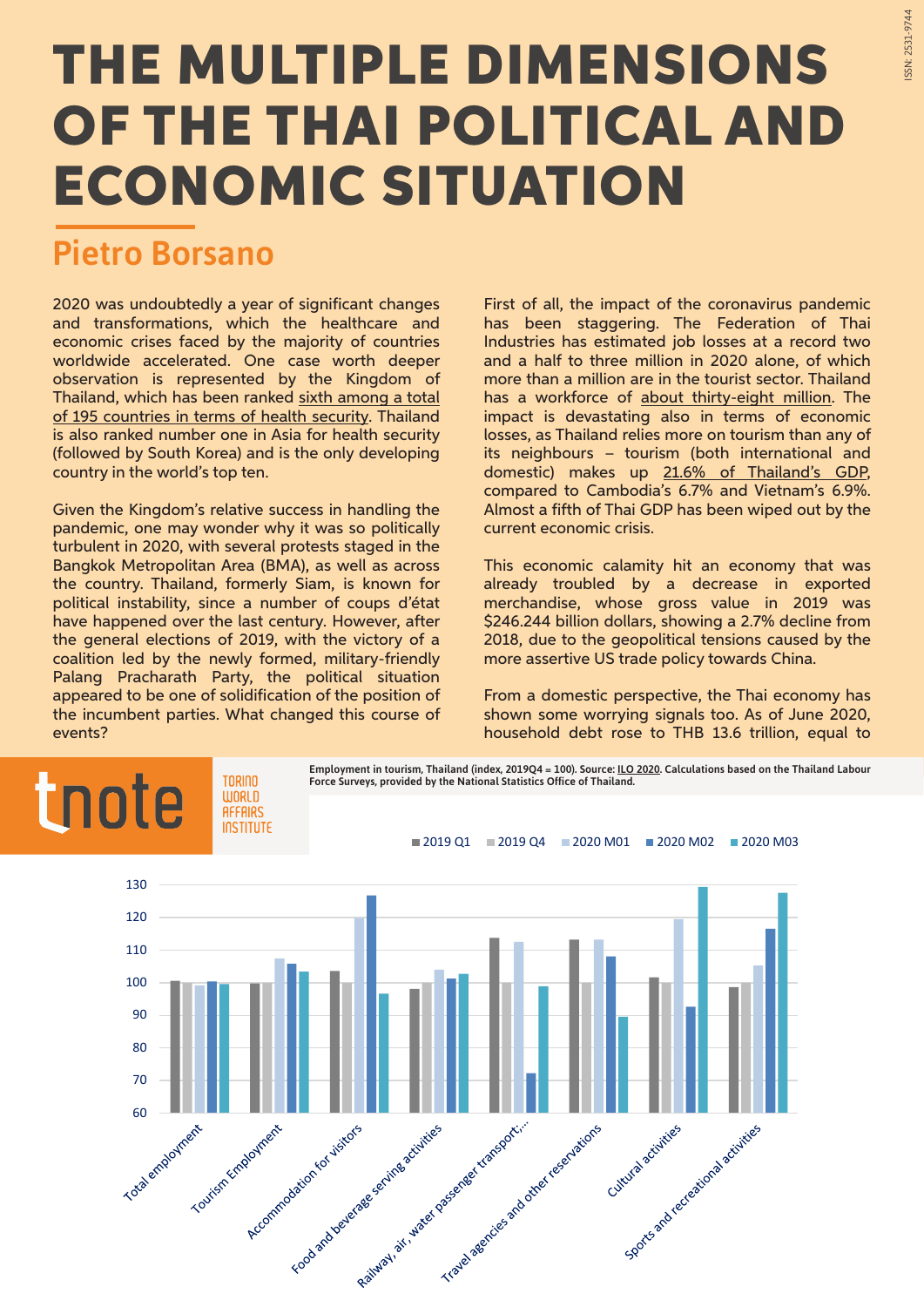# THE MULTIPLE DIMENSIONS OF THE THAI POLITICAL AND ECONOMIC SITUATION

## Pietro Borsano

2020 was undoubtedly a year of significant changes and transformations, which the healthcare and economic crises faced by the majority of countries worldwide accelerated. One case worth deeper observation is represented by the Kingdom of Thailand, which has been ranked sixth among a total of 195 countries in terms of health security. Thailand is also ranked number one in Asia for health security (followed by South Korea) and is the only developing country in the world's top ten.

Given the Kingdom's relative success in handling the pandemic, one may wonder why it was so politically turbulent in 2020, with several protests staged in the Bangkok Metropolitan Area (BMA), as well as across the country. Thailand, formerly Siam, is known for political instability, since a number of coups d'état have happened over the last century. However, after the general elections of 2019, with the victory of a coalition led by the newly formed, military-friendly Palang Pracharath Party, the political situation appeared to be one of solidification of the position of the incumbent parties. What changed this course of events?

First of all, the impact of the coronavirus pandemic has been staggering. The Federation of Thai Industries has estimated job losses at a record two and a half to three million in 2020 alone, of which more than a million are in the tourist sector. Thailand has a workforce of about thirty-eight million. The impact is devastating also in terms of economic losses, as Thailand relies more on tourism than any of its neighbours – tourism (both international and domestic) makes up 21.6% of Thailand's GDP, compared to Cambodia's 6.7% and Vietnam's 6.9%. Almost a fifth of Thai GDP has been wiped out by the current economic crisis.

This economic calamity hit an economy that was already troubled by a decrease in exported merchandise, whose gross value in 2019 was $246.244 billion dollars, showing a 2.7% decline from 2018, due to the geopolitical tensions caused by the more assertive US trade policy towards China.

From a domestic perspective, the Thai economy has shown some worrying signals too. As of June 2020, household debt rose to THB 13.6 trillion, equal to

**Employment in tourism, Thailand (index, 2019Q4 = 100). Source: ILO 2020. Calculations based on the Thailand Labour Force Surveys, provided by the National Statistics Office of Thailand.**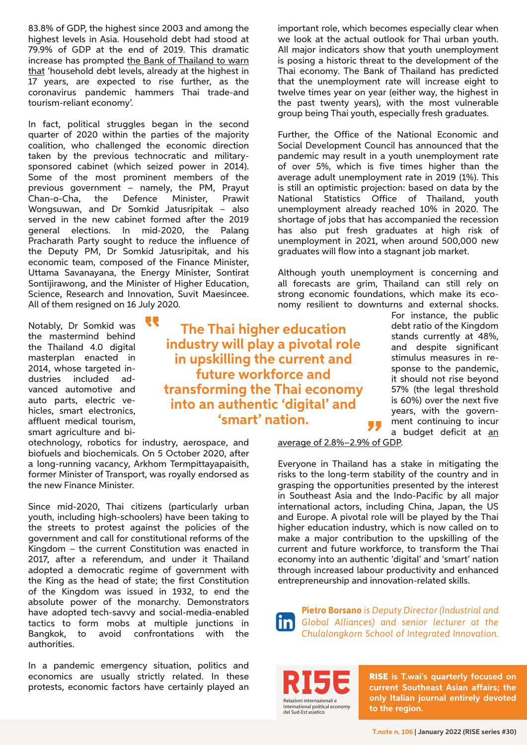83.8% of GDP, the highest since 2003 and among the highest levels in Asia. Household debt had stood at 79.9% of GDP at the end of 2019. This dramatic increase has prompted the Bank of Thailand to warn that 'household debt levels, already at the highest in 17 years, are expected to rise further, as the coronavirus pandemic hammers Thai trade-and tourism-reliant economy'.

In fact, political struggles began in the second quarter of 2020 within the parties of the majority coalition, who challenged the economic direction taken by the previous technocratic and military-sponsored cabinet (which seized power in 2014). Some of the most prominent members of the previous government – namely, the PM, Prayut Chan-o-Cha, the Defence Minister, Prawit Wongsuwan, and Dr Somkid Jatusripitak – also served in the new cabinet formed after the 2019 general elections. In mid-2020, the Palang Pracharath Party sought to reduce the influence of the Deputy PM, Dr Somkid Jatusripitak, and his economic team, composed of the Finance Minister, Uttama Savanayana, the Energy Minister, Sontirat Sontijirawong, and the Minister of Higher Education, Science, Research and Innovation, Suvit Maesincee. All of them resigned on 16 July 2020.

Notably, Dr Somkid was the mastermind behind the Thailand 4.0 digital masterplan enacted in 2014, whose targeted industries included advanced automotive and auto parts, electric vehicles, smart electronics, affluent medical tourism, smart agriculture and biotechnology, robotics for industry, aerospace, and biofuels and biochemicals. On 5 October 2020, after a long-running vacancy, Arkhom Termpittayapaisith, former Minister of Transport, was royally endorsed as the new Finance Minister.

Since mid-2020, Thai citizens (particularly urban youth, including high-schoolers) have been taking to the streets to protest against the policies of the government and call for constitutional reforms of the Kingdom – the current Constitution was enacted in 2017, after a referendum, and under it Thailand adopted a democratic regime of government with the King as the head of state; the first Constitution of the Kingdom was issued in 1932, to end the absolute power of the monarchy. Demonstrators have adopted tech-savvy and social-media-enabled tactics to form mobs at multiple junctions in Bangkok, to avoid confrontations with the authorities.

In a pandemic emergency situation, politics and economics are usually strictly related. In these protests, economic factors have certainly played an important role, which becomes especially clear when we look at the actual outlook for Thai urban youth. All major indicators show that youth unemployment is posing a historic threat to the development of the Thai economy. The Bank of Thailand has predicted that the unemployment rate will increase eight to twelve times year on year (either way, the highest in the past twenty years), with the most vulnerable group being Thai youth, especially fresh graduates.

Further, the Office of the National Economic and Social Development Council has announced that the pandemic may result in a youth unemployment rate of over 5%, which is five times higher than the average adult unemployment rate in 2019 (1%). This is still an optimistic projection: based on data by the National Statistics Office of Thailand, youth unemployment already reached 10% in 2020. The shortage of jobs that has accompanied the recession has also put fresh graduates at high risk of unemployment in 2021, when around 500,000 new graduates will flow into a stagnant job market.

Although youth unemployment is concerning and all forecasts are grim, Thailand can still rely on strong economic foundations, which make its economy resilient to downturns and external shocks. For instance, the public debt ratio of the Kingdom stands currently at 48%, and despite significant stimulus measures in response to the pandemic, it should not rise beyond 57% (the legal threshold is 60%) over the next five years, with the government continuing to incur a budget deficit at an average of 2.8%–2.9% of GDP.

> **The Thai higher education industry will play a pivotal role in upskilling the current and future workforce and transforming the Thai economy into an authentic 'digital' and 'smart' nation.**

Everyone in Thailand has a stake in mitigating the risks to the long-term stability of the country and in grasping the opportunities presented by the interest in Southeast Asia and the Indo-Pacific by all major international actors, including China, Japan, the US and Europe. A pivotal role will be played by the Thai higher education industry, which is now called on to make a major contribution to the upskilling of the current and future workforce, to transform the Thai economy into an authentic 'digital' and 'smart' nation through increased labour productivity and enhanced entrepreneurship and innovation-related skills.

***Pietro Borsano** is Deputy Director (Industrial and Global Alliances) and senior lecturer at the Chulalongkorn School of Integrated Innovation.*

RI5E
Relazioni internazionali e International political economy del Sud-Est asiatico

**RISE is T.wai's quarterly focused on current Southeast Asian affairs; the only Italian journal entirely devoted to the region.**